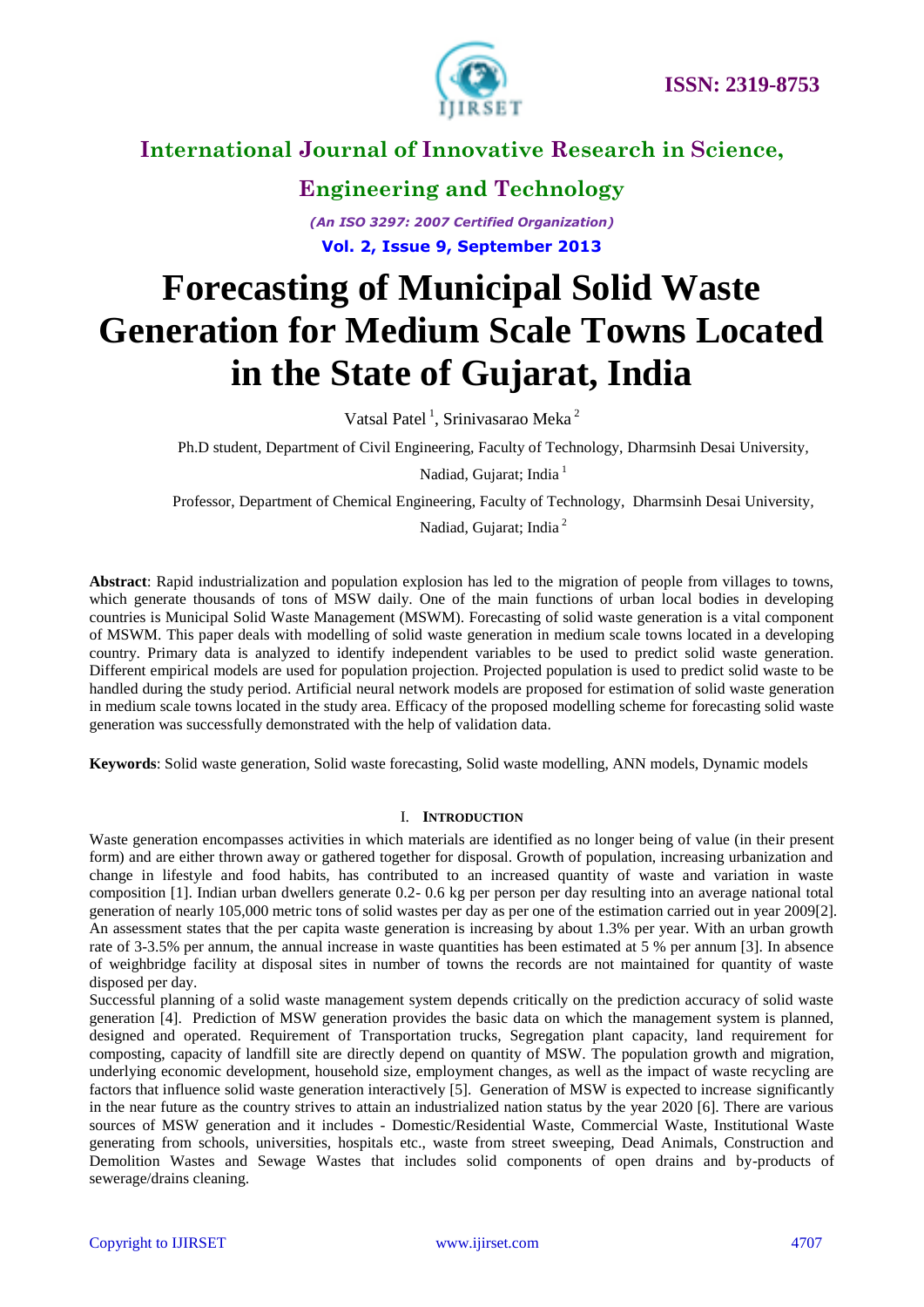# International Journal of Innovative Research in Science, Engineering and Technology

*(An ISO 3297: 2007 Certified Organization)*

**Vol. 2, Issue 9, September 2013**

# Forecasting of Municipal Solid Waste Generation for Medium Scale Towns Located in the State of Gujarat, India

Vatsal Patel [1], Srinivasarao Meka [2]

Ph.D student, Department of Civil Engineering, Faculty of Technology, Dharmsinh Desai University, Nadiad, Gujarat; India [1]

Professor, Department of Chemical Engineering, Faculty of Technology, Dharmsinh Desai University, Nadiad, Gujarat; India [2]

**Abstract**: Rapid industrialization and population explosion has led to the migration of people from villages to towns, which generate thousands of tons of MSW daily. One of the main functions of urban local bodies in developing countries is Municipal Solid Waste Management (MSWM). Forecasting of solid waste generation is a vital component of MSWM. This paper deals with modelling of solid waste generation in medium scale towns located in a developing country. Primary data is analyzed to identify independent variables to be used to predict solid waste generation. Different empirical models are used for population projection. Projected population is used to predict solid waste to be handled during the study period. Artificial neural network models are proposed for estimation of solid waste generation in medium scale towns located in the study area. Efficacy of the proposed modelling scheme for forecasting solid waste generation was successfully demonstrated with the help of validation data.

**Keywords**: Solid waste generation, Solid waste forecasting, Solid waste modelling, ANN models, Dynamic models

## I. Introduction

Waste generation encompasses activities in which materials are identified as no longer being of value (in their present form) and are either thrown away or gathered together for disposal. Growth of population, increasing urbanization and change in lifestyle and food habits, has contributed to an increased quantity of waste and variation in waste composition [1]. Indian urban dwellers generate 0.2- 0.6 kg per person per day resulting into an average national total generation of nearly 105,000 metric tons of solid wastes per day as per one of the estimation carried out in year 2009[2]. An assessment states that the per capita waste generation is increasing by about 1.3% per year. With an urban growth rate of 3-3.5% per annum, the annual increase in waste quantities has been estimated at 5 % per annum [3]. In absence of weighbridge facility at disposal sites in number of towns the records are not maintained for quantity of waste disposed per day.

Successful planning of a solid waste management system depends critically on the prediction accuracy of solid waste generation [4]. Prediction of MSW generation provides the basic data on which the management system is planned, designed and operated. Requirement of Transportation trucks, Segregation plant capacity, land requirement for composting, capacity of landfill site are directly depend on quantity of MSW. The population growth and migration, underlying economic development, household size, employment changes, as well as the impact of waste recycling are factors that influence solid waste generation interactively [5]. Generation of MSW is expected to increase significantly in the near future as the country strives to attain an industrialized nation status by the year 2020 [6]. There are various sources of MSW generation and it includes - Domestic/Residential Waste, Commercial Waste, Institutional Waste generating from schools, universities, hospitals etc., waste from street sweeping, Dead Animals, Construction and Demolition Wastes and Sewage Wastes that includes solid components of open drains and by-products of sewerage/drains cleaning.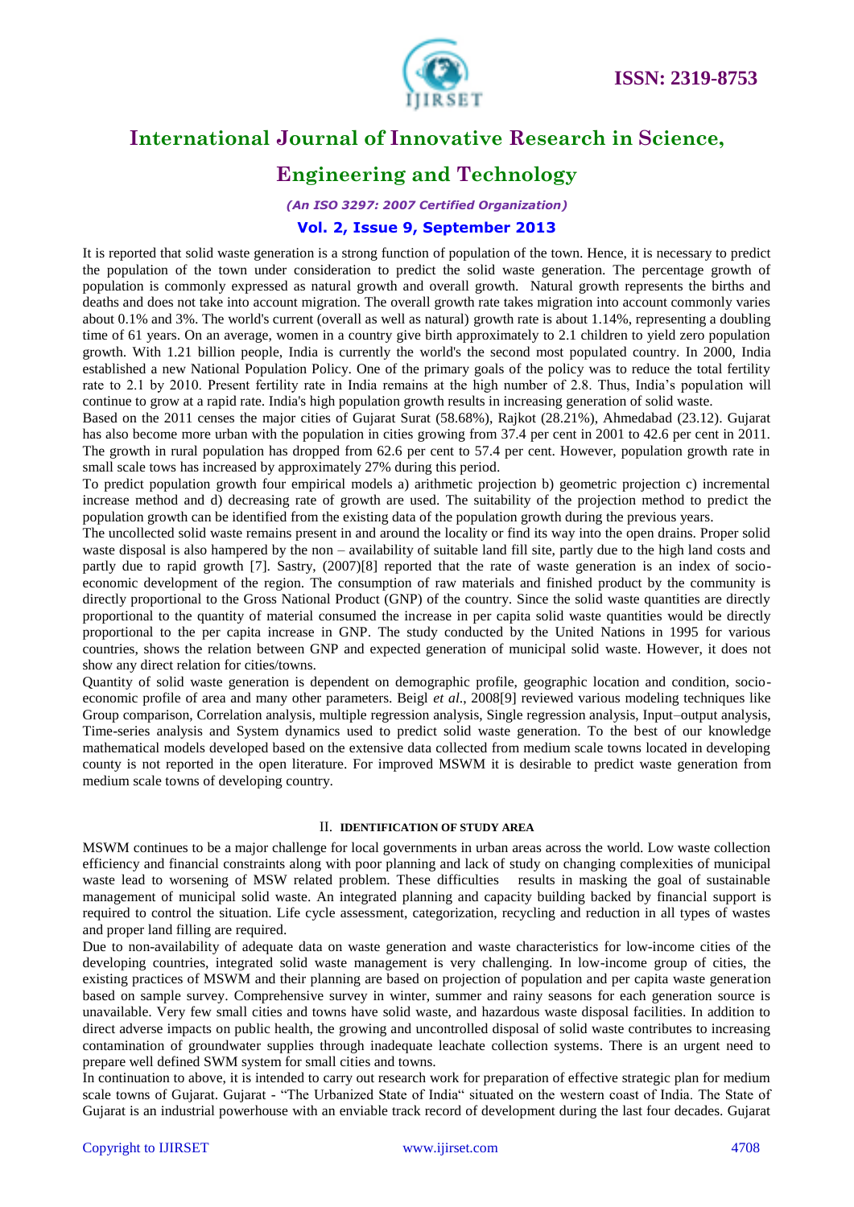It is reported that solid waste generation is a strong function of population of the town. Hence, it is necessary to predict the population of the town under consideration to predict the solid waste generation. The percentage growth of population is commonly expressed as natural growth and overall growth. Natural growth represents the births and deaths and does not take into account migration. The overall growth rate takes migration into account commonly varies about 0.1% and 3%. The world's current (overall as well as natural) growth rate is about 1.14%, representing a doubling time of 61 years. On an average, women in a country give birth approximately to 2.1 children to yield zero population growth. With 1.21 billion people, India is currently the world's the second most populated country. In 2000, India established a new National Population Policy. One of the primary goals of the policy was to reduce the total fertility rate to 2.1 by 2010. Present fertility rate in India remains at the high number of 2.8. Thus, India's population will continue to grow at a rapid rate. India's high population growth results in increasing generation of solid waste.

Based on the 2011 censes the major cities of Gujarat Surat (58.68%), Rajkot (28.21%), Ahmedabad (23.12). Gujarat has also become more urban with the population in cities growing from 37.4 per cent in 2001 to 42.6 per cent in 2011. The growth in rural population has dropped from 62.6 per cent to 57.4 per cent. However, population growth rate in small scale tows has increased by approximately 27% during this period.

To predict population growth four empirical models a) arithmetic projection b) geometric projection c) incremental increase method and d) decreasing rate of growth are used. The suitability of the projection method to predict the population growth can be identified from the existing data of the population growth during the previous years.

The uncollected solid waste remains present in and around the locality or find its way into the open drains. Proper solid waste disposal is also hampered by the non – availability of suitable land fill site, partly due to the high land costs and partly due to rapid growth [7]. Sastry, (2007)[8] reported that the rate of waste generation is an index of socio-economic development of the region. The consumption of raw materials and finished product by the community is directly proportional to the Gross National Product (GNP) of the country. Since the solid waste quantities are directly proportional to the quantity of material consumed the increase in per capita solid waste quantities would be directly proportional to the per capita increase in GNP. The study conducted by the United Nations in 1995 for various countries, shows the relation between GNP and expected generation of municipal solid waste. However, it does not show any direct relation for cities/towns.

Quantity of solid waste generation is dependent on demographic profile, geographic location and condition, socio-economic profile of area and many other parameters. Beigl *et al*., 2008[9] reviewed various modeling techniques like Group comparison, Correlation analysis, multiple regression analysis, Single regression analysis, Input–output analysis, Time-series analysis and System dynamics used to predict solid waste generation. To the best of our knowledge mathematical models developed based on the extensive data collected from medium scale towns located in developing county is not reported in the open literature. For improved MSWM it is desirable to predict waste generation from medium scale towns of developing country.

## II. IDENTIFICATION OF STUDY AREA

MSWM continues to be a major challenge for local governments in urban areas across the world. Low waste collection efficiency and financial constraints along with poor planning and lack of study on changing complexities of municipal waste lead to worsening of MSW related problem. These difficulties results in masking the goal of sustainable management of municipal solid waste. An integrated planning and capacity building backed by financial support is required to control the situation. Life cycle assessment, categorization, recycling and reduction in all types of wastes and proper land filling are required.

Due to non-availability of adequate data on waste generation and waste characteristics for low-income cities of the developing countries, integrated solid waste management is very challenging. In low-income group of cities, the existing practices of MSWM and their planning are based on projection of population and per capita waste generation based on sample survey. Comprehensive survey in winter, summer and rainy seasons for each generation source is unavailable. Very few small cities and towns have solid waste, and hazardous waste disposal facilities. In addition to direct adverse impacts on public health, the growing and uncontrolled disposal of solid waste contributes to increasing contamination of groundwater supplies through inadequate leachate collection systems. There is an urgent need to prepare well defined SWM system for small cities and towns.

In continuation to above, it is intended to carry out research work for preparation of effective strategic plan for medium scale towns of Gujarat. Gujarat - "The Urbanized State of India" situated on the western coast of India. The State of Gujarat is an industrial powerhouse with an enviable track record of development during the last four decades. Gujarat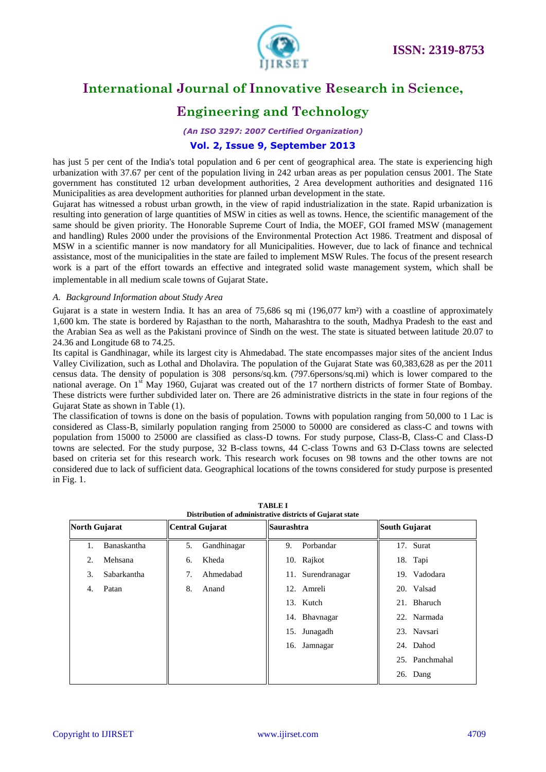has just 5 per cent of the India's total population and 6 per cent of geographical area. The state is experiencing high urbanization with 37.67 per cent of the population living in 242 urban areas as per population census 2001. The State government has constituted 12 urban development authorities, 2 Area development authorities and designated 116 Municipalities as area development authorities for planned urban development in the state.

Gujarat has witnessed a robust urban growth, in the view of rapid industrialization in the state. Rapid urbanization is resulting into generation of large quantities of MSW in cities as well as towns. Hence, the scientific management of the same should be given priority. The Honorable Supreme Court of India, the MOEF, GOI framed MSW (management and handling) Rules 2000 under the provisions of the Environmental Protection Act 1986. Treatment and disposal of MSW in a scientific manner is now mandatory for all Municipalities. However, due to lack of finance and technical assistance, most of the municipalities in the state are failed to implement MSW Rules. The focus of the present research work is a part of the effort towards an effective and integrated solid waste management system, which shall be implementable in all medium scale towns of Gujarat State.

*A. Background Information about Study Area*

Gujarat is a state in western India. It has an area of 75,686 sq mi (196,077 km²) with a coastline of approximately 1,600 km. The state is bordered by Rajasthan to the north, Maharashtra to the south, Madhya Pradesh to the east and the Arabian Sea as well as the Pakistani province of Sindh on the west. The state is situated between latitude 20.07 to 24.36 and Longitude 68 to 74.25.

Its capital is Gandhinagar, while its largest city is Ahmedabad. The state encompasses major sites of the ancient Indus Valley Civilization, such as Lothal and Dholavira. The population of the Gujarat State was 60,383,628 as per the 2011 census data. The density of population is 308 persons/sq.km. (797.6persons/sq.mi) which is lower compared to the national average. On 1st May 1960, Gujarat was created out of the 17 northern districts of former State of Bombay. These districts were further subdivided later on. There are 26 administrative districts in the state in four regions of the Gujarat State as shown in Table (1).

The classification of towns is done on the basis of population. Towns with population ranging from 50,000 to 1 Lac is considered as Class-B, similarly population ranging from 25000 to 50000 are considered as class-C and towns with population from 15000 to 25000 are classified as class-D towns. For study purpose, Class-B, Class-C and Class-D towns are selected. For the study purpose, 32 B-class towns, 44 C-class Towns and 63 D-Class towns are selected based on criteria set for this research work. This research work focuses on 98 towns and the other towns are not considered due to lack of sufficient data. Geographical locations of the towns considered for study purpose is presented in Fig. 1.

**TABLE I**
**Distribution of administrative districts of Gujarat state**

| North Gujarat | Central Gujarat | Saurashtra | South Gujarat |
|---|---|---|---|
| 1. Banaskantha | 5. Gandhinagar | 9. Porbandar | 17. Surat |
| 2. Mehsana | 6. Kheda | 10. Rajkot | 18. Tapi |
| 3. Sabarkantha | 7. Ahmedabad | 11. Surendranagar | 19. Vadodara |
| 4. Patan | 8. Anand | 12. Amreli | 20. Valsad |
| | | 13. Kutch | 21. Bharuch |
| | | 14. Bhavnagar | 22. Narmada |
| | | 15. Junagadh | 23. Navsari |
| | | 16. Jamnagar | 24. Dahod |
| | | | 25. Panchmahal |
| | | | 26. Dang |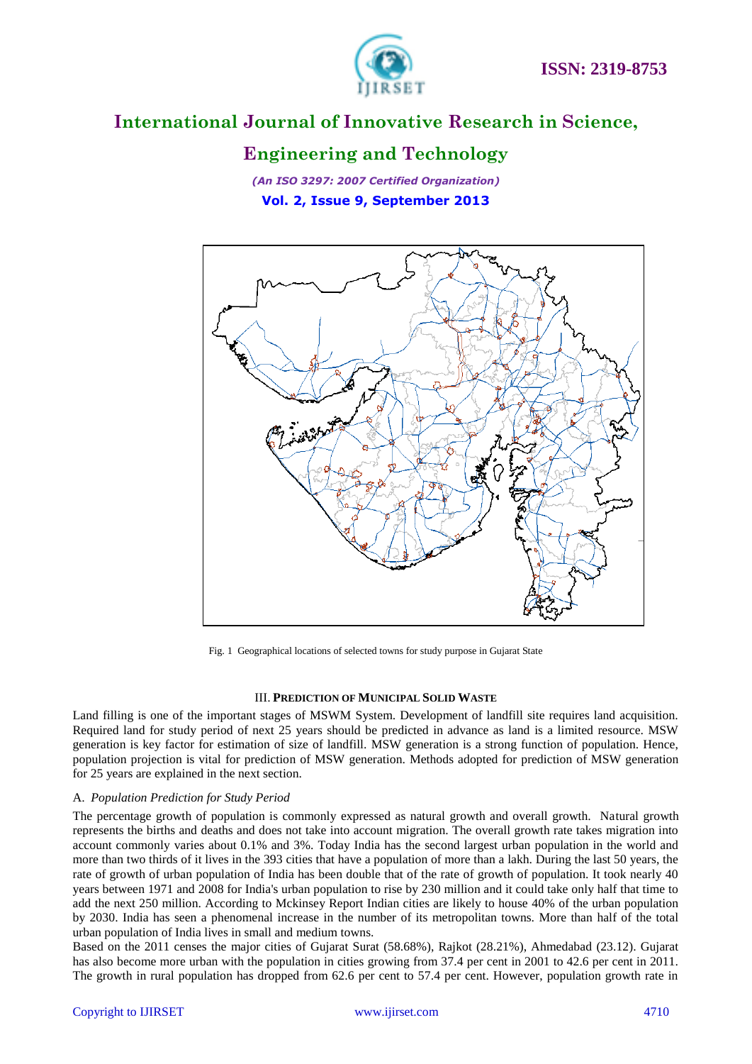Fig. 1 Geographical locations of selected towns for study purpose in Gujarat State

## III. PREDICTION OF MUNICIPAL SOLID WASTE

Land filling is one of the important stages of MSWM System. Development of landfill site requires land acquisition. Required land for study period of next 25 years should be predicted in advance as land is a limited resource. MSW generation is key factor for estimation of size of landfill. MSW generation is a strong function of population. Hence, population projection is vital for prediction of MSW generation. Methods adopted for prediction of MSW generation for 25 years are explained in the next section.

### A. *Population Prediction for Study Period*

The percentage growth of population is commonly expressed as natural growth and overall growth. Natural growth represents the births and deaths and does not take into account migration. The overall growth rate takes migration into account commonly varies about 0.1% and 3%. Today India has the second largest urban population in the world and more than two thirds of it lives in the 393 cities that have a population of more than a lakh. During the last 50 years, the rate of growth of urban population of India has been double that of the rate of growth of population. It took nearly 40 years between 1971 and 2008 for India's urban population to rise by 230 million and it could take only half that time to add the next 250 million. According to Mckinsey Report Indian cities are likely to house 40% of the urban population by 2030. India has seen a phenomenal increase in the number of its metropolitan towns. More than half of the total urban population of India lives in small and medium towns.

Based on the 2011 censes the major cities of Gujarat Surat (58.68%), Rajkot (28.21%), Ahmedabad (23.12). Gujarat has also become more urban with the population in cities growing from 37.4 per cent in 2001 to 42.6 per cent in 2011. The growth in rural population has dropped from 62.6 per cent to 57.4 per cent. However, population growth rate in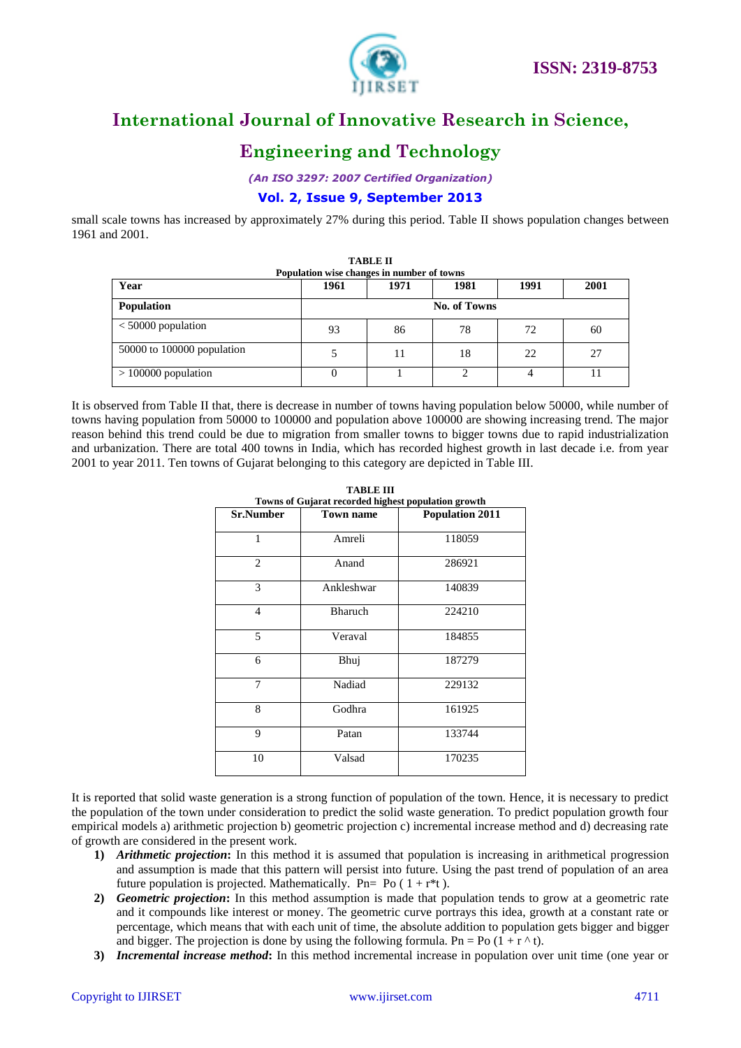small scale towns has increased by approximately 27% during this period. Table II shows population changes between 1961 and 2001.

**TABLE II**
**Population wise changes in number of towns**

| Year | 1961 | 1971 | 1981 | 1991 | 2001 |
|---|---|---|---|---|---|
| **Population** | **No. of Towns** | | | | |
| < 50000 population | 93 | 86 | 78 | 72 | 60 |
| 50000 to 100000 population | 5 | 11 | 18 | 22 | 27 |
| > 100000 population | 0 | 1 | 2 | 4 | 11 |

It is observed from Table II that, there is decrease in number of towns having population below 50000, while number of towns having population from 50000 to 100000 and population above 100000 are showing increasing trend. The major reason behind this trend could be due to migration from smaller towns to bigger towns due to rapid industrialization and urbanization. There are total 400 towns in India, which has recorded highest growth in last decade i.e. from year 2001 to year 2011. Ten towns of Gujarat belonging to this category are depicted in Table III.

**TABLE III**
**Towns of Gujarat recorded highest population growth**

| Sr.Number | Town name | Population 2011 |
|---|---|---|
| 1 | Amreli | 118059 |
| 2 | Anand | 286921 |
| 3 | Ankleshwar | 140839 |
| 4 | Bharuch | 224210 |
| 5 | Veraval | 184855 |
| 6 | Bhuj | 187279 |
| 7 | Nadiad | 229132 |
| 8 | Godhra | 161925 |
| 9 | Patan | 133744 |
| 10 | Valsad | 170235 |

It is reported that solid waste generation is a strong function of population of the town. Hence, it is necessary to predict the population of the town under consideration to predict the solid waste generation. To predict population growth four empirical models a) arithmetic projection b) geometric projection c) incremental increase method and d) decreasing rate of growth are considered in the present work.

1) ***Arithmetic projection*:** In this method it is assumed that population is increasing in arithmetical progression and assumption is made that this pattern will persist into future. Using the past trend of population of an area future population is projected. Mathematically. $P_n = P_o ( 1 + r*t )$.
2) ***Geometric projection*:** In this method assumption is made that population tends to grow at a geometric rate and it compounds like interest or money. The geometric curve portrays this idea, growth at a constant rate or percentage, which means that with each unit of time, the absolute addition to population gets bigger and bigger and bigger. The projection is done by using the following formula. $P_n = P_o (1 + r ^ t)$.
3) ***Incremental increase method*:** In this method incremental increase in population over unit time (one year or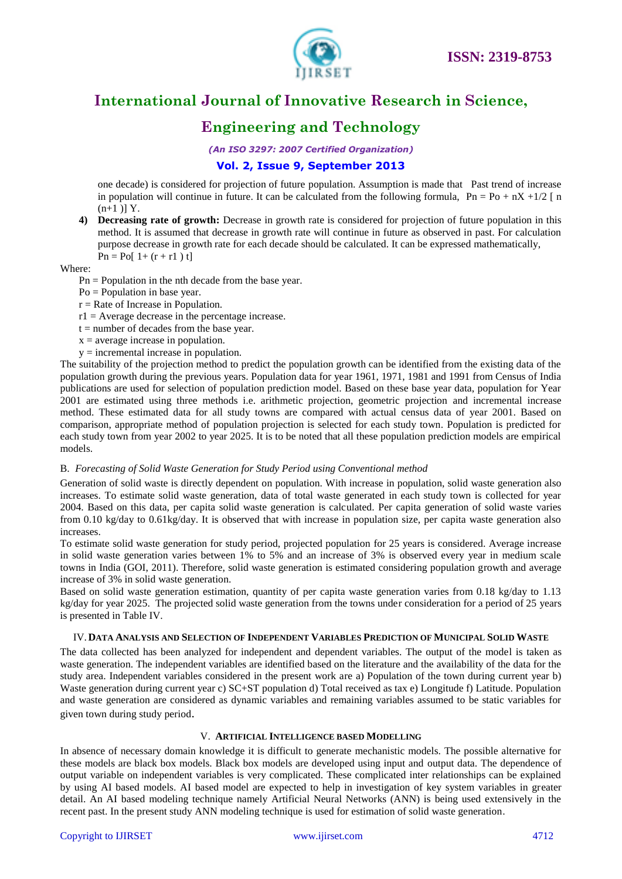one decade) is considered for projection of future population. Assumption is made that Past trend of increase in population will continue in future. It can be calculated from the following formula, $Pn = Po + nX + 1/2 [n(n+1)] Y$.

4) **Decreasing rate of growth:** Decrease in growth rate is considered for projection of future population in this method. It is assumed that decrease in growth rate will continue in future as observed in past. For calculation purpose decrease in growth rate for each decade should be calculated. It can be expressed mathematically, $Pn = Po[1 + (r + r1)t]$

Where:

- Pn = Population in the nth decade from the base year.
- Po = Population in base year.
- r = Rate of Increase in Population.
- r1 = Average decrease in the percentage increase.
- t = number of decades from the base year.
- x = average increase in population.
- y = incremental increase in population.

The suitability of the projection method to predict the population growth can be identified from the existing data of the population growth during the previous years. Population data for year 1961, 1971, 1981 and 1991 from Census of India publications are used for selection of population prediction model. Based on these base year data, population for Year 2001 are estimated using three methods i.e. arithmetic projection, geometric projection and incremental increase method. These estimated data for all study towns are compared with actual census data of year 2001. Based on comparison, appropriate method of population projection is selected for each study town. Population is predicted for each study town from year 2002 to year 2025. It is to be noted that all these population prediction models are empirical models.

### B. *Forecasting of Solid Waste Generation for Study Period using Conventional method*

Generation of solid waste is directly dependent on population. With increase in population, solid waste generation also increases. To estimate solid waste generation, data of total waste generated in each study town is collected for year 2004. Based on this data, per capita solid waste generation is calculated. Per capita generation of solid waste varies from 0.10 kg/day to 0.61kg/day. It is observed that with increase in population size, per capita waste generation also increases.

To estimate solid waste generation for study period, projected population for 25 years is considered. Average increase in solid waste generation varies between 1% to 5% and an increase of 3% is observed every year in medium scale towns in India (GOI, 2011). Therefore, solid waste generation is estimated considering population growth and average increase of 3% in solid waste generation.

Based on solid waste generation estimation, quantity of per capita waste generation varies from 0.18 kg/day to 1.13 kg/day for year 2025. The projected solid waste generation from the towns under consideration for a period of 25 years is presented in Table IV.

## IV. Data Analysis and Selection of Independent Variables Prediction of Municipal Solid Waste

The data collected has been analyzed for independent and dependent variables. The output of the model is taken as waste generation. The independent variables are identified based on the literature and the availability of the data for the study area. Independent variables considered in the present work are a) Population of the town during current year b) Waste generation during current year c) SC+ST population d) Total received as tax e) Longitude f) Latitude. Population and waste generation are considered as dynamic variables and remaining variables assumed to be static variables for given town during study period.

## V. Artificial Intelligence based Modelling

In absence of necessary domain knowledge it is difficult to generate mechanistic models. The possible alternative for these models are black box models. Black box models are developed using input and output data. The dependence of output variable on independent variables is very complicated. These complicated inter relationships can be explained by using AI based models. AI based model are expected to help in investigation of key system variables in greater detail. An AI based modeling technique namely Artificial Neural Networks (ANN) is being used extensively in the recent past. In the present study ANN modeling technique is used for estimation of solid waste generation.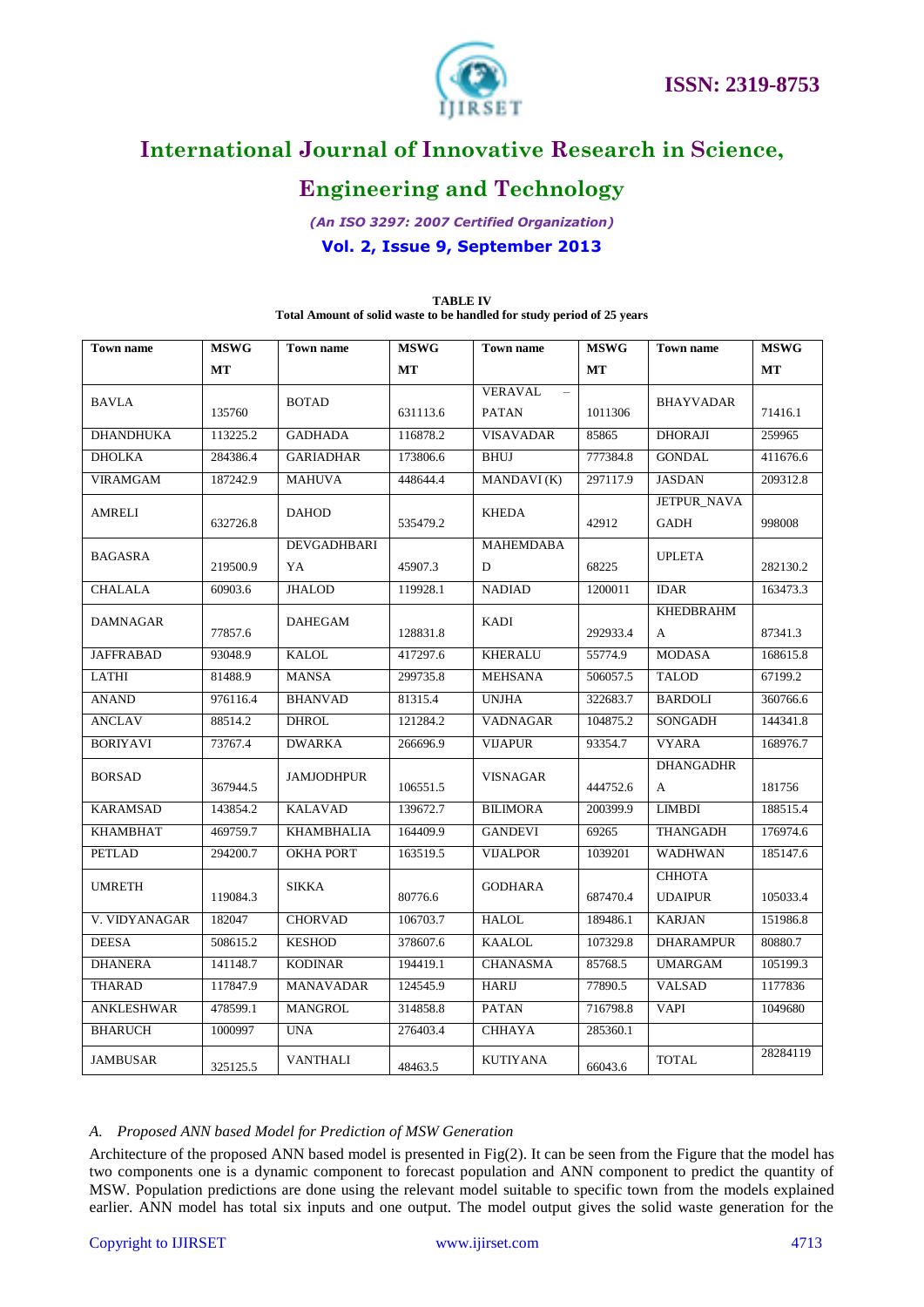**TABLE IV**
**Total Amount of solid waste to be handled for study period of 25 years**

| Town name | MSWG MT | Town name | MSWG MT | Town name | MSWG MT | Town name | MSWG MT |
|---|---|---|---|---|---|---|---|
| BAVLA | 135760 | BOTAD | 631113.6 | VERAVAL – PATAN | 1011306 | BHAYVADAR | 71416.1 |
| DHANDHUKA | 113225.2 | GADHADA | 116878.2 | VISAVADAR | 85865 | DHORAJI | 259965 |
| DHOLKA | 284386.4 | GARIADHAR | 173806.6 | BHUJ | 777384.8 | GONDAL | 411676.6 |
| VIRAMGAM | 187242.9 | MAHUVA | 448644.4 | MANDAVI (K) | 297117.9 | JASDAN | 209312.8 |
| AMRELI | 632726.8 | DAHOD | 535479.2 | KHEDA | 42912 | JETPUR_NAVA GADH | 998008 |
| BAGASRA | 219500.9 | DEVGADHBARIYA | 45907.3 | MAHEMDABAD | 68225 | UPLETA | 282130.2 |
| CHALALA | 60903.6 | JHALOD | 119928.1 | NADIAD | 1200011 | IDAR | 163473.3 |
| DAMNAGAR | 77857.6 | DAHEGAM | 128831.8 | KADI | 292933.4 | KHEDBRAHMA | 87341.3 |
| JAFFRABAD | 93048.9 | KALOL | 417297.6 | KHERALU | 55774.9 | MODASA | 168615.8 |
| LATHI | 81488.9 | MANSA | 299735.8 | MEHSANA | 506057.5 | TALOD | 67199.2 |
| ANAND | 976116.4 | BHANVAD | 81315.4 | UNJHA | 322683.7 | BARDOLI | 360766.6 |
| ANCLAV | 88514.2 | DHROL | 121284.2 | VADNAGAR | 104875.2 | SONGADH | 144341.8 |
| BORIYAVI | 73767.4 | DWARKA | 266696.9 | VIJAPUR | 93354.7 | VYARA | 168976.7 |
| BORSAD | 367944.5 | JAMJODHPUR | 106551.5 | VISNAGAR | 444752.6 | DHANGADHRA | 181756 |
| KARAMSAD | 143854.2 | KALAVAD | 139672.7 | BILIMORA | 200399.9 | LIMBDI | 188515.4 |
| KHAMBHAT | 469759.7 | KHAMBHALIA | 164409.9 | GANDEVI | 69265 | THANGADH | 176974.6 |
| PETLAD | 294200.7 | OKHA PORT | 163519.5 | VIJALPOR | 1039201 | WADHWAN | 185147.6 |
| UMRETH | 119084.3 | SIKKA | 80776.6 | GODHARA | 687470.4 | CHHOTA UDAIPUR | 105033.4 |
| V. VIDYANAGAR | 182047 | CHORVAD | 106703.7 | HALOL | 189486.1 | KARJAN | 151986.8 |
| DEESA | 508615.2 | KESHOD | 378607.6 | KAALOL | 107329.8 | DHARAMPUR | 80880.7 |
| DHANERA | 141148.7 | KODINAR | 194419.1 | CHANASMA | 85768.5 | UMARGAM | 105199.3 |
| THARAD | 117847.9 | MANAVADAR | 124545.9 | HARIJ | 77890.5 | VALSAD | 1177836 |
| ANKLESHWAR | 478599.1 | MANGROL | 314858.8 | PATAN | 716798.8 | VAPI | 1049680 |
| BHARUCH | 1000997 | UNA | 276403.4 | CHHAYA | 285360.1 | | |
| JAMBUSAR | 325125.5 | VANTHALI | 48463.5 | KUTIYANA | 66043.6 | TOTAL | 28284119 |

*A. Proposed ANN based Model for Prediction of MSW Generation*

Architecture of the proposed ANN based model is presented in Fig(2). It can be seen from the Figure that the model has two components one is a dynamic component to forecast population and ANN component to predict the quantity of MSW. Population predictions are done using the relevant model suitable to specific town from the models explained earlier. ANN model has total six inputs and one output. The model output gives the solid waste generation for the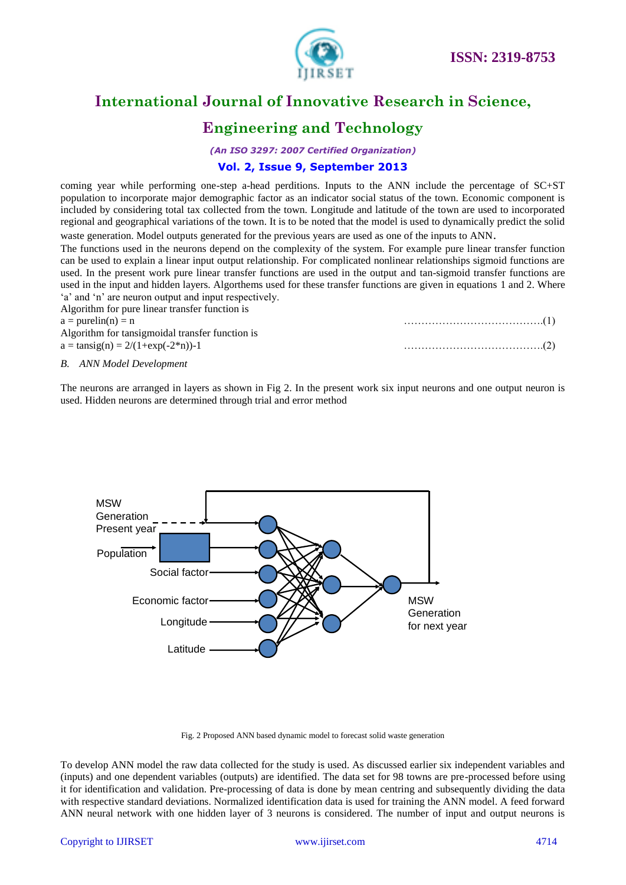coming year while performing one-step a-head perditions. Inputs to the ANN include the percentage of SC+ST population to incorporate major demographic factor as an indicator social status of the town. Economic component is included by considering total tax collected from the town. Longitude and latitude of the town are used to incorporated regional and geographical variations of the town. It is to be noted that the model is used to dynamically predict the solid waste generation. Model outputs generated for the previous years are used as one of the inputs to ANN.

The functions used in the neurons depend on the complexity of the system. For example pure linear transfer function can be used to explain a linear input output relationship. For complicated nonlinear relationships sigmoid functions are used. In the present work pure linear transfer functions are used in the output and tan-sigmoid transfer functions are used in the input and hidden layers. Algorthems used for these transfer functions are given in equations 1 and 2. Where 'a' and 'n' are neuron output and input respectively.

Algorithm for pure linear transfer function is

$$a = \text{purelin}(n) = n \quad \text{.....................................(1)}$$

Algorithm for tansigmoidal transfer function is

$$a = \text{tansig}(n) = 2/(1+\exp(-2*n))-1 \quad \text{.....................................(2)}$$

*B. ANN Model Development*

The neurons are arranged in layers as shown in Fig 2. In the present work six input neurons and one output neuron is used. Hidden neurons are determined through trial and error method

Fig. 2 Proposed ANN based dynamic model to forecast solid waste generation

To develop ANN model the raw data collected for the study is used. As discussed earlier six independent variables and (inputs) and one dependent variables (outputs) are identified. The data set for 98 towns are pre-processed before using it for identification and validation. Pre-processing of data is done by mean centring and subsequently dividing the data with respective standard deviations. Normalized identification data is used for training the ANN model. A feed forward ANN neural network with one hidden layer of 3 neurons is considered. The number of input and output neurons is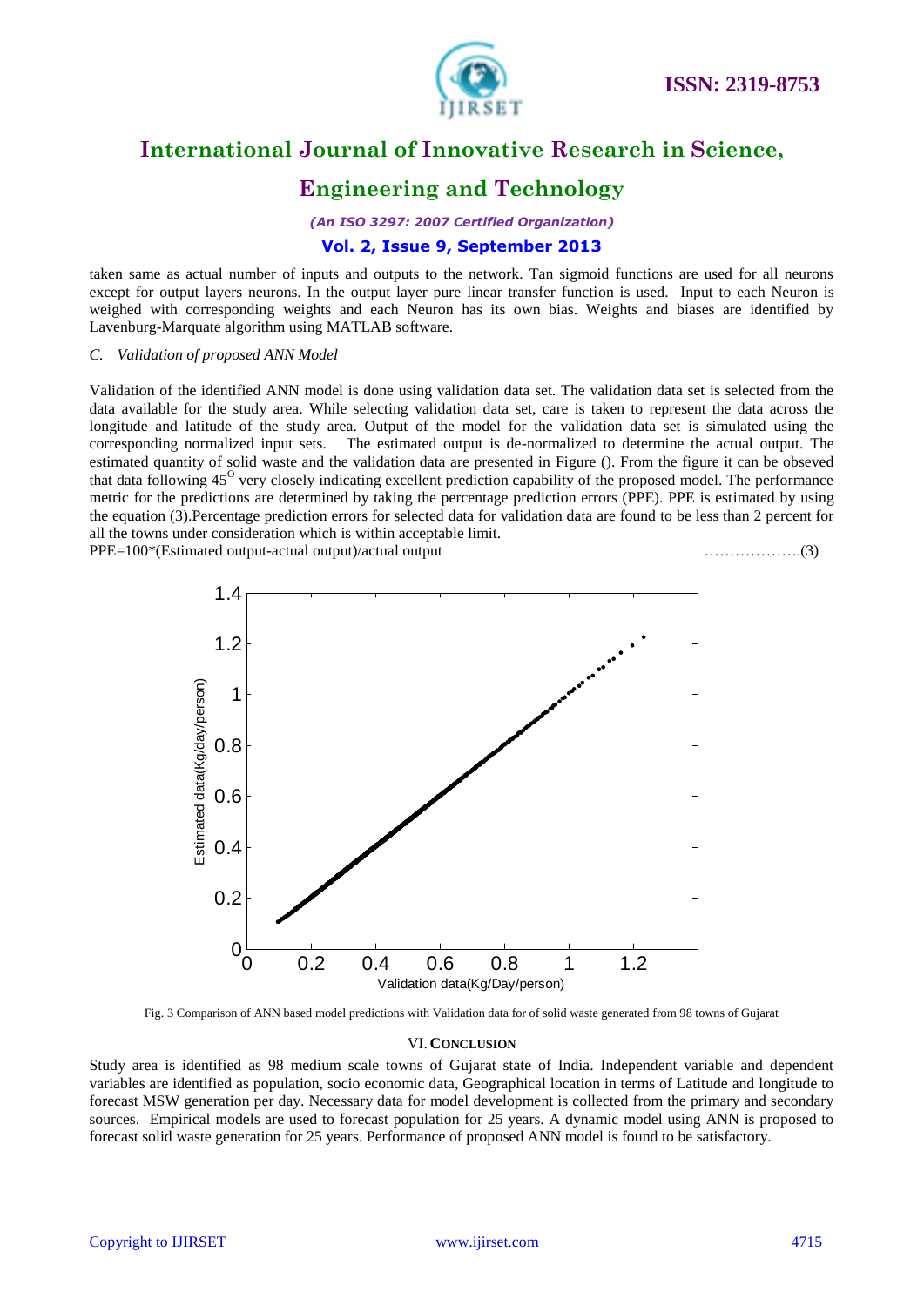taken same as actual number of inputs and outputs to the network. Tan sigmoid functions are used for all neurons except for output layers neurons. In the output layer pure linear transfer function is used. Input to each Neuron is weighed with corresponding weights and each Neuron has its own bias. Weights and biases are identified by Lavenburg-Marquate algorithm using MATLAB software.

### *C. Validation of proposed ANN Model*

Validation of the identified ANN model is done using validation data set. The validation data set is selected from the data available for the study area. While selecting validation data set, care is taken to represent the data across the longitude and latitude of the study area. Output of the model for the validation data set is simulated using the corresponding normalized input sets. The estimated output is de-normalized to determine the actual output. The estimated quantity of solid waste and the validation data are presented in Figure (). From the figure it can be obseved that data following $45^{O}$ very closely indicating excellent prediction capability of the proposed model. The performance metric for the predictions are determined by taking the percentage prediction errors (PPE). PPE is estimated by using the equation (3).Percentage prediction errors for selected data for validation data are found to be less than 2 percent for all the towns under consideration which is within acceptable limit.

PPE=100*(Estimated output-actual output)/actual output ……………….(3)

Fig. 3 Comparison of ANN based model predictions with Validation data for of solid waste generated from 98 towns of Gujarat

## VI. CONCLUSION

Study area is identified as 98 medium scale towns of Gujarat state of India. Independent variable and dependent variables are identified as population, socio economic data, Geographical location in terms of Latitude and longitude to forecast MSW generation per day. Necessary data for model development is collected from the primary and secondary sources. Empirical models are used to forecast population for 25 years. A dynamic model using ANN is proposed to forecast solid waste generation for 25 years. Performance of proposed ANN model is found to be satisfactory.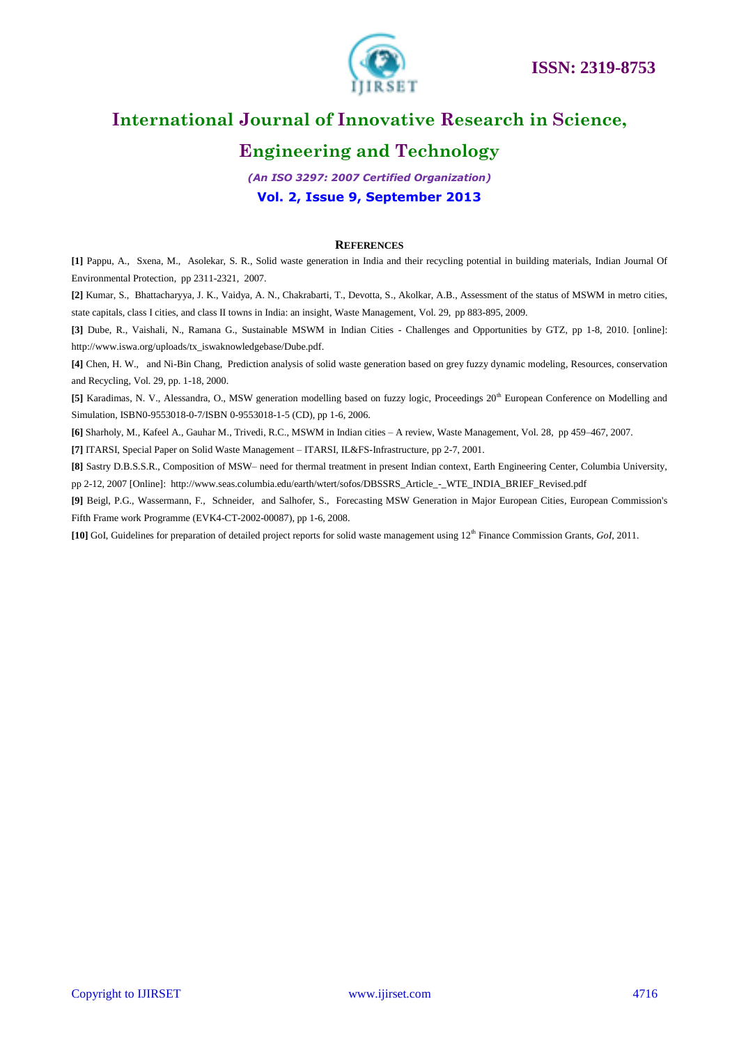## REFERENCES

**[1]** Pappu, A., Sxena, M., Asolekar, S. R., Solid waste generation in India and their recycling potential in building materials, Indian Journal Of Environmental Protection, pp 2311-2321, 2007.

**[2]** Kumar, S., Bhattacharyya, J. K., Vaidya, A. N., Chakrabarti, T., Devotta, S., Akolkar, A.B., Assessment of the status of MSWM in metro cities, state capitals, class I cities, and class II towns in India: an insight, Waste Management, Vol. 29, pp 883-895, 2009.

**[3]** Dube, R., Vaishali, N., Ramana G., Sustainable MSWM in Indian Cities - Challenges and Opportunities by GTZ, pp 1-8, 2010. [online]: http://www.iswa.org/uploads/tx_iswaknowledgebase/Dube.pdf.

**[4]** Chen, H. W., and Ni-Bin Chang, Prediction analysis of solid waste generation based on grey fuzzy dynamic modeling, Resources, conservation and Recycling, Vol. 29, pp. 1-18, 2000.

**[5]** Karadimas, N. V., Alessandra, O., MSW generation modelling based on fuzzy logic, Proceedings 20th European Conference on Modelling and Simulation, ISBN0-9553018-0-7/ISBN 0-9553018-1-5 (CD), pp 1-6, 2006.

**[6]** Sharholy, M., Kafeel A., Gauhar M., Trivedi, R.C., MSWM in Indian cities – A review, Waste Management, Vol. 28, pp 459–467, 2007.

**[7]** ITARSI, Special Paper on Solid Waste Management – ITARSI, IL&FS-Infrastructure, pp 2-7, 2001.

**[8]** Sastry D.B.S.S.R., Composition of MSW– need for thermal treatment in present Indian context, Earth Engineering Center, Columbia University, pp 2-12, 2007 [Online]: http://www.seas.columbia.edu/earth/wtert/sofos/DBSSRS_Article_-_WTE_INDIA_BRIEF_Revised.pdf

**[9]** Beigl, P.G., Wassermann, F., Schneider, and Salhofer, S., Forecasting MSW Generation in Major European Cities, European Commission's Fifth Frame work Programme (EVK4-CT-2002-00087), pp 1-6, 2008.

**[10]** GoI, Guidelines for preparation of detailed project reports for solid waste management using 12th Finance Commission Grants, *GoI*, 2011.